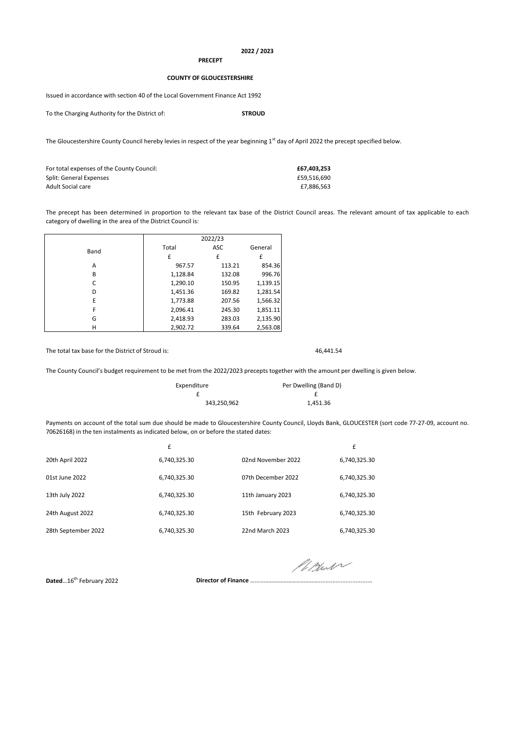**2022 / 2023**

**PRECEPT**

**COUNTY OF GLOUCESTERSHIRE**

Issued in accordance with section 40 of the Local Government Finance Act 1992

To the Charging Authority for the District of: **STROUD**

The Gloucestershire County Council hereby levies in respect of the year beginning 1st day of April 2022 the precept specified below.

| | |
|---|---|
| For total expenses of the County Council: | **£67,403,253** |
| Split: General Expenses | £59,516,690 |
| Adult Social care | £7,886,563 |

The precept has been determined in proportion to the relevant tax base of the District Council areas. The relevant amount of tax applicable to each category of dwelling in the area of the District Council is:

| Band | 2022/23 | | |
|---|---|---|---|
| | Total | ASC | General |
| | £ | £ | £ |
| A | 967.57 | 113.21 | 854.36 |
| B | 1,128.84 | 132.08 | 996.76 |
| C | 1,290.10 | 150.95 | 1,139.15 |
| D | 1,451.36 | 169.82 | 1,281.54 |
| E | 1,773.88 | 207.56 | 1,566.32 |
| F | 2,096.41 | 245.30 | 1,851.11 |
| G | 2,418.93 | 283.03 | 2,135.90 |
| H | 2,902.72 | 339.64 | 2,563.08 |

The total tax base for the District of Stroud is: 46,441.54

The County Council's budget requirement to be met from the 2022/2023 precepts together with the amount per dwelling is given below.

| Expenditure | Per Dwelling (Band D) |
|---|---|
| £ | £ |
| 343,250,962 | 1,451.36 |

Payments on account of the total sum due should be made to Gloucestershire County Council, Lloyds Bank, GLOUCESTER (sort code 77-27-09, account no. 70626168) in the ten instalments as indicated below, on or before the stated dates:

| | £ | | £ |
|---|---|---|---|
| 20th April 2022 | 6,740,325.30 | 02nd November 2022 | 6,740,325.30 |
| 01st June 2022 | 6,740,325.30 | 07th December 2022 | 6,740,325.30 |
| 13th July 2022 | 6,740,325.30 | 11th January 2023 | 6,740,325.30 |
| 24th August 2022 | 6,740,325.30 | 15th February 2023 | 6,740,325.30 |
| 28th September 2022 | 6,740,325.30 | 22nd March 2023 | 6,740,325.30 |

**Dated**...16th February 2022

**Director of Finance** ..........................................................................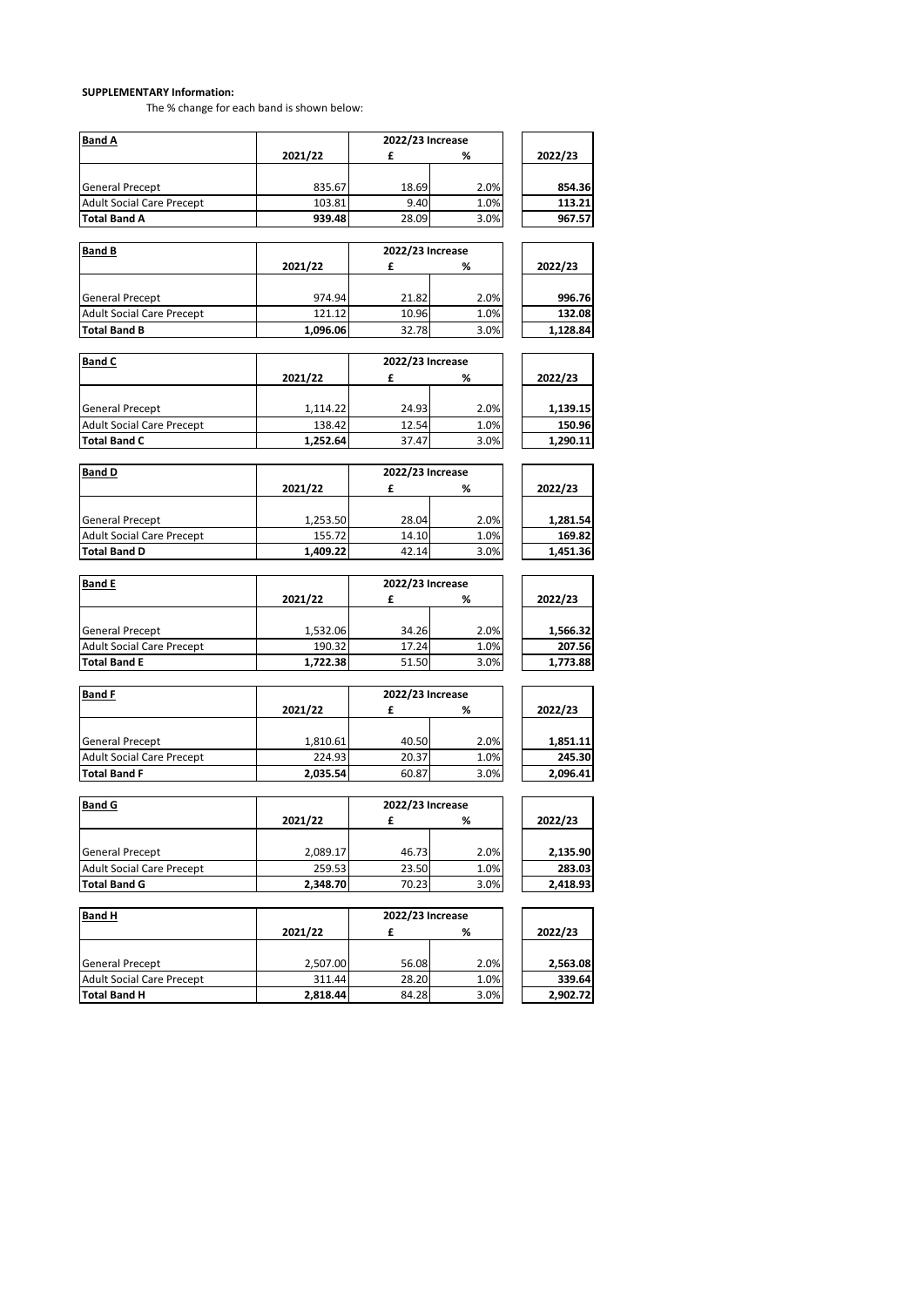**SUPPLEMENTARY Information:**

The % change for each band is shown below:

| **Band A** | 2021/22 | 2022/23 Increase £ | % | 2022/23 |
|---|---|---|---|---|
| General Precept | 835.67 | 18.69 | 2.0% | **854.36** |
| Adult Social Care Precept | 103.81 | 9.40 | 1.0% | **113.21** |
| **Total Band A** | **939.48** | 28.09 | 3.0% | **967.57** |

| **Band B** | 2021/22 | 2022/23 Increase £ | % | 2022/23 |
|---|---|---|---|---|
| General Precept | 974.94 | 21.82 | 2.0% | **996.76** |
| Adult Social Care Precept | 121.12 | 10.96 | 1.0% | **132.08** |
| **Total Band B** | **1,096.06** | 32.78 | 3.0% | **1,128.84** |

| **Band C** | 2021/22 | 2022/23 Increase £ | % | 2022/23 |
|---|---|---|---|---|
| General Precept | 1,114.22 | 24.93 | 2.0% | **1,139.15** |
| Adult Social Care Precept | 138.42 | 12.54 | 1.0% | **150.96** |
| **Total Band C** | **1,252.64** | 37.47 | 3.0% | **1,290.11** |

| **Band D** | 2021/22 | 2022/23 Increase £ | % | 2022/23 |
|---|---|---|---|---|
| General Precept | 1,253.50 | 28.04 | 2.0% | **1,281.54** |
| Adult Social Care Precept | 155.72 | 14.10 | 1.0% | **169.82** |
| **Total Band D** | **1,409.22** | 42.14 | 3.0% | **1,451.36** |

| **Band E** | 2021/22 | 2022/23 Increase £ | % | 2022/23 |
|---|---|---|---|---|
| General Precept | 1,532.06 | 34.26 | 2.0% | **1,566.32** |
| Adult Social Care Precept | 190.32 | 17.24 | 1.0% | **207.56** |
| **Total Band E** | **1,722.38** | 51.50 | 3.0% | **1,773.88** |

| **Band F** | 2021/22 | 2022/23 Increase £ | % | 2022/23 |
|---|---|---|---|---|
| General Precept | 1,810.61 | 40.50 | 2.0% | **1,851.11** |
| Adult Social Care Precept | 224.93 | 20.37 | 1.0% | **245.30** |
| **Total Band F** | **2,035.54** | 60.87 | 3.0% | **2,096.41** |

| **Band G** | 2021/22 | 2022/23 Increase £ | % | 2022/23 |
|---|---|---|---|---|
| General Precept | 2,089.17 | 46.73 | 2.0% | **2,135.90** |
| Adult Social Care Precept | 259.53 | 23.50 | 1.0% | **283.03** |
| **Total Band G** | **2,348.70** | 70.23 | 3.0% | **2,418.93** |

| **Band H** | 2021/22 | 2022/23 Increase £ | % | 2022/23 |
|---|---|---|---|---|
| General Precept | 2,507.00 | 56.08 | 2.0% | **2,563.08** |
| Adult Social Care Precept | 311.44 | 28.20 | 1.0% | **339.64** |
| **Total Band H** | **2,818.44** | 84.28 | 3.0% | **2,902.72** |